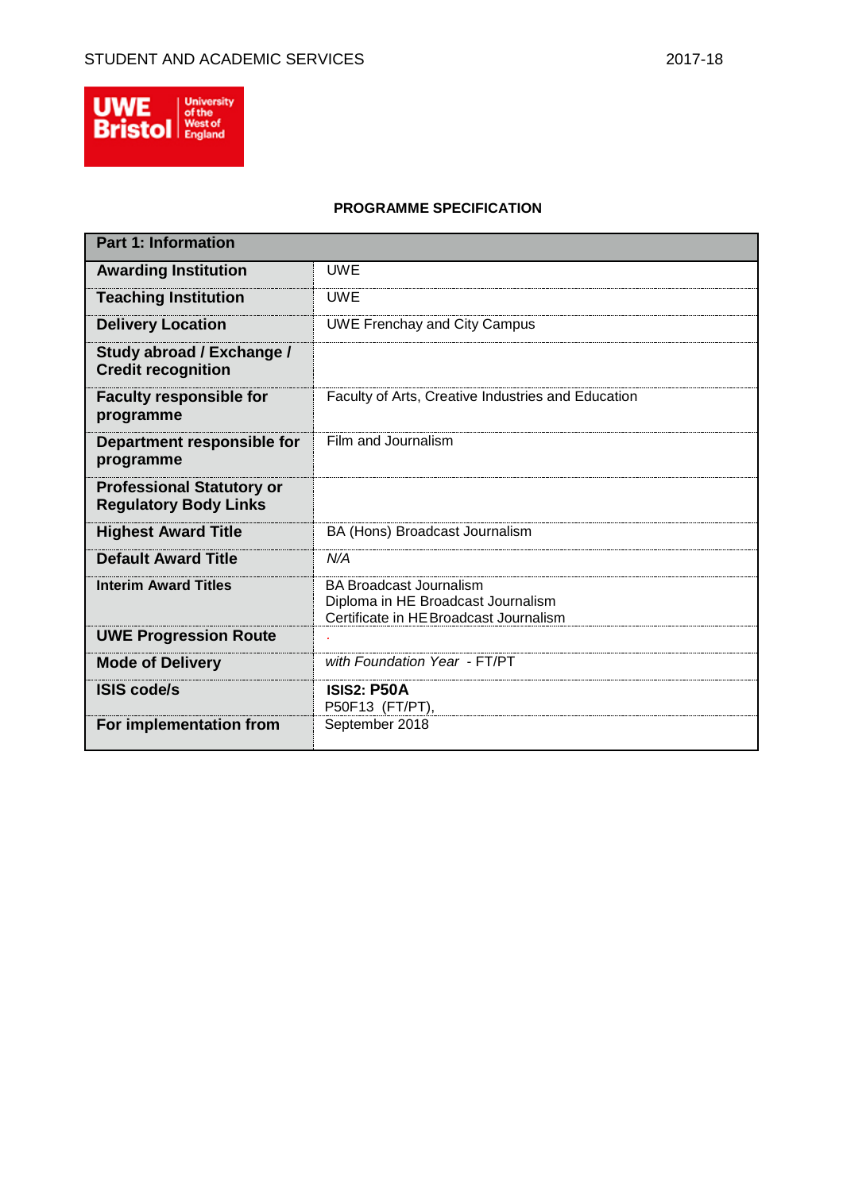**PROGRAMME SPECIFICATION**

| Part 1: Information | |
|---|---|
| **Awarding Institution** | UWE |
| **Teaching Institution** | UWE |
| **Delivery Location** | UWE Frenchay and City Campus |
| **Study abroad / Exchange / Credit recognition** | |
| **Faculty responsible for programme** | Faculty of Arts, Creative Industries and Education |
| **Department responsible for programme** | Film and Journalism |
| **Professional Statutory or Regulatory Body Links** | |
| **Highest Award Title** | BA (Hons) Broadcast Journalism |
| **Default Award Title** | *N/A* |
| **Interim Award Titles** | BA Broadcast Journalism<br>Diploma in HE Broadcast Journalism<br>Certificate in HE Broadcast Journalism |
| **UWE Progression Route** | . |
| **Mode of Delivery** | *with Foundation Year* - FT/PT |
| **ISIS code/s** | **ISIS2: P50A**<br>P50F13 (FT/PT), |
| **For implementation from** | September 2018 |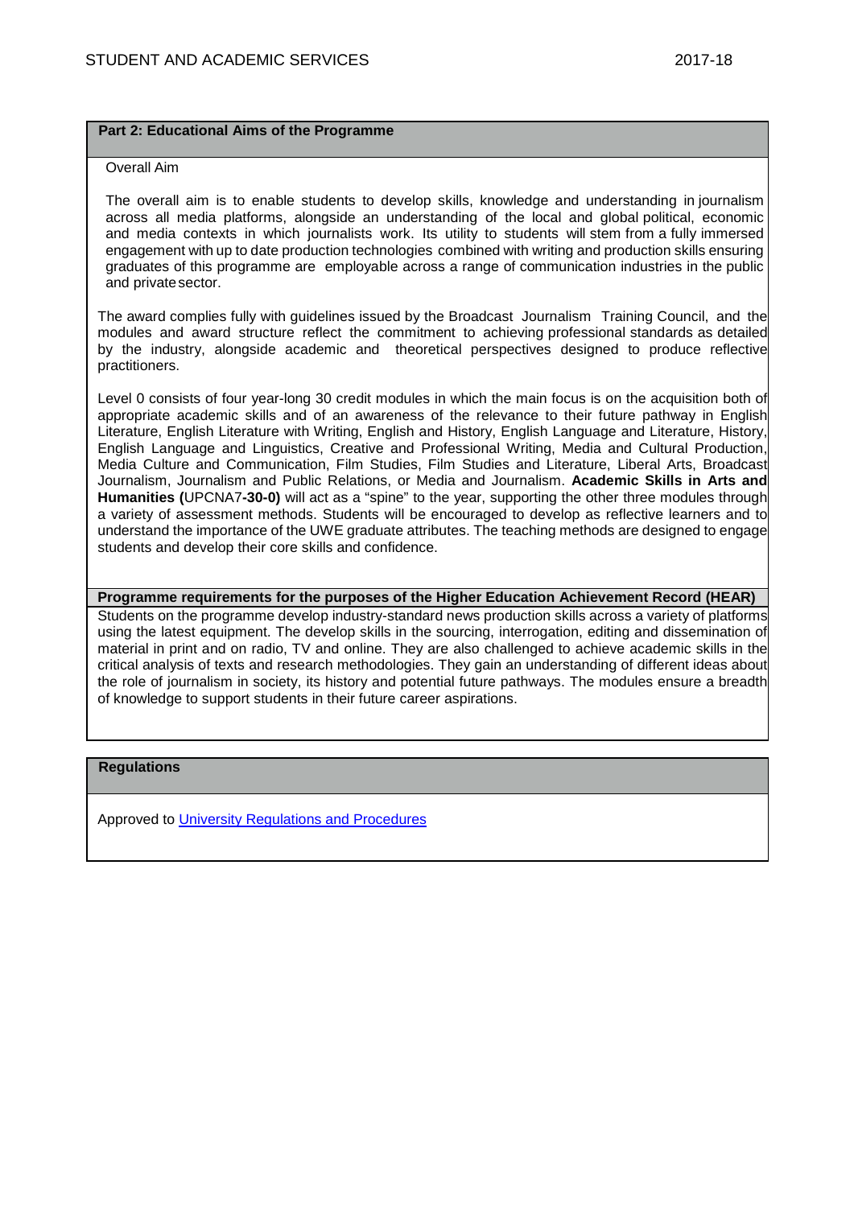## Part 2: Educational Aims of the Programme

Overall Aim

The overall aim is to enable students to develop skills, knowledge and understanding in journalism across all media platforms, alongside an understanding of the local and global political, economic and media contexts in which journalists work. Its utility to students will stem from a fully immersed engagement with up to date production technologies combined with writing and production skills ensuring graduates of this programme are employable across a range of communication industries in the public and private sector.

The award complies fully with guidelines issued by the Broadcast Journalism Training Council, and the modules and award structure reflect the commitment to achieving professional standards as detailed by the industry, alongside academic and theoretical perspectives designed to produce reflective practitioners.

Level 0 consists of four year-long 30 credit modules in which the main focus is on the acquisition both of appropriate academic skills and of an awareness of the relevance to their future pathway in English Literature, English Literature with Writing, English and History, English Language and Literature, History, English Language and Linguistics, Creative and Professional Writing, Media and Cultural Production, Media Culture and Communication, Film Studies, Film Studies and Literature, Liberal Arts, Broadcast Journalism, Journalism and Public Relations, or Media and Journalism. **Academic Skills in Arts and Humanities (**UPCNA7**-30-0)** will act as a "spine" to the year, supporting the other three modules through a variety of assessment methods. Students will be encouraged to develop as reflective learners and to understand the importance of the UWE graduate attributes. The teaching methods are designed to engage students and develop their core skills and confidence.

## Programme requirements for the purposes of the Higher Education Achievement Record (HEAR)

Students on the programme develop industry-standard news production skills across a variety of platforms using the latest equipment. The develop skills in the sourcing, interrogation, editing and dissemination of material in print and on radio, TV and online. They are also challenged to achieve academic skills in the critical analysis of texts and research methodologies. They gain an understanding of different ideas about the role of journalism in society, its history and potential future pathways. The modules ensure a breadth of knowledge to support students in their future career aspirations.

## Regulations

Approved to [University Regulations and Procedures]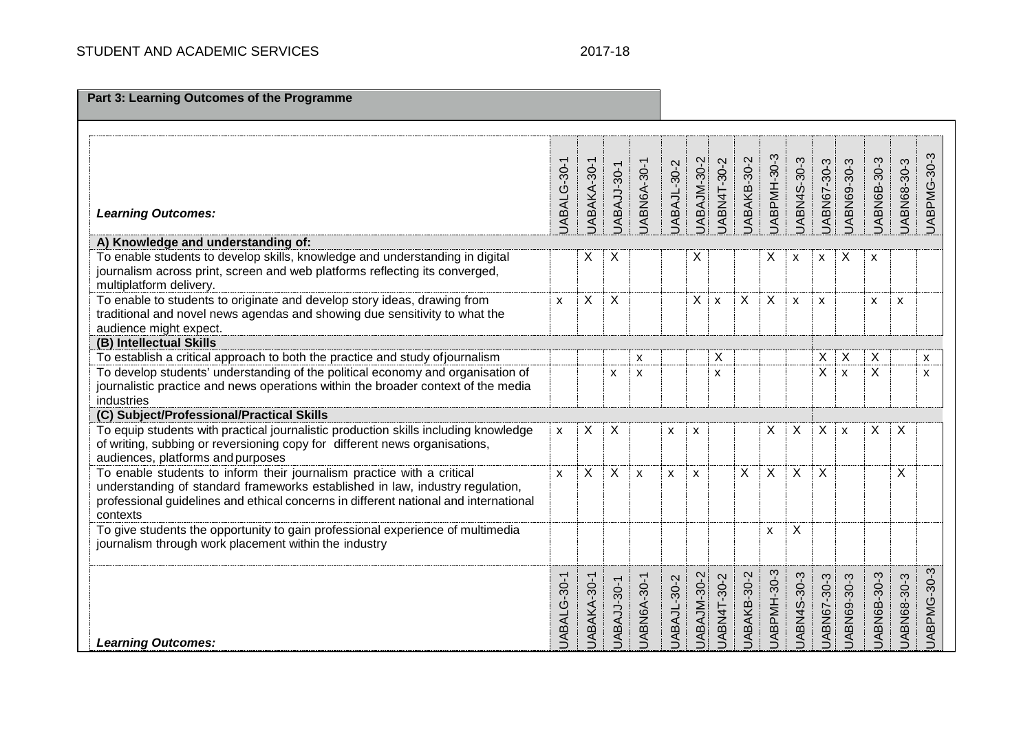## Part 3: Learning Outcomes of the Programme

| *Learning Outcomes:* | UABALG-30-1 | UABAKA-30-1 | UABAJJ-30-1 | UABN6A-30-1 | UABAJL-30-2 | UABAJM-30-2 | UABN4T-30-2 | UABAKB-30-2 | UABPMH-30-3 | UABN4S-30-3 | UABN67-30-3 | UABN69-30-3 | UABN6B-30-3 | UABN68-30-3 | UABPMG-30-3 |
|---|---|---|---|---|---|---|---|---|---|---|---|---|---|---|---|
| **A) Knowledge and understanding of:** | | | | | | | | | | | | | | | |
| To enable students to develop skills, knowledge and understanding in digital journalism across print, screen and web platforms reflecting its converged, multiplatform delivery. | | X | X | | | X | | | X | x | x | X | x | | |
| To enable to students to originate and develop story ideas, drawing from traditional and novel news agendas and showing due sensitivity to what the audience might expect. | x | X | X | | | X | x | X | X | x | x | | x | x | |
| **(B) Intellectual Skills** | | | | | | | | | | | | | | | |
| To establish a critical approach to both the practice and study of journalism | | | | x | | | X | | | | X | X | X | | x |
| To develop students' understanding of the political economy and organisation of journalistic practice and news operations within the broader context of the media industries | | | x | x | | | x | | | | X | x | X | | x |
| **(C) Subject/Professional/Practical Skills** | | | | | | | | | | | | | | | |
| To equip students with practical journalistic production skills including knowledge of writing, subbing or reversioning copy for different news organisations, audiences, platforms and purposes | x | X | X | | x | x | | | X | X | X | x | X | X | |
| To enable students to inform their journalism practice with a critical understanding of standard frameworks established in law, industry regulation, professional guidelines and ethical concerns in different national and international contexts | x | X | X | x | x | x | | X | X | X | X | | | X | |
| To give students the opportunity to gain professional experience of multimedia journalism through work placement within the industry | | | | | | | | | x | X | | | | | |
| *Learning Outcomes:* | UABALG-30-1 | UABAKA-30-1 | UABAJJ-30-1 | UABN6A-30-1 | UABAJL-30-2 | UABAJM-30-2 | UABN4T-30-2 | UABAKB-30-2 | UABPMH-30-3 | UABN4S-30-3 | UABN67-30-3 | UABN69-30-3 | UABN6B-30-3 | UABN68-30-3 | UABPMG-30-3 |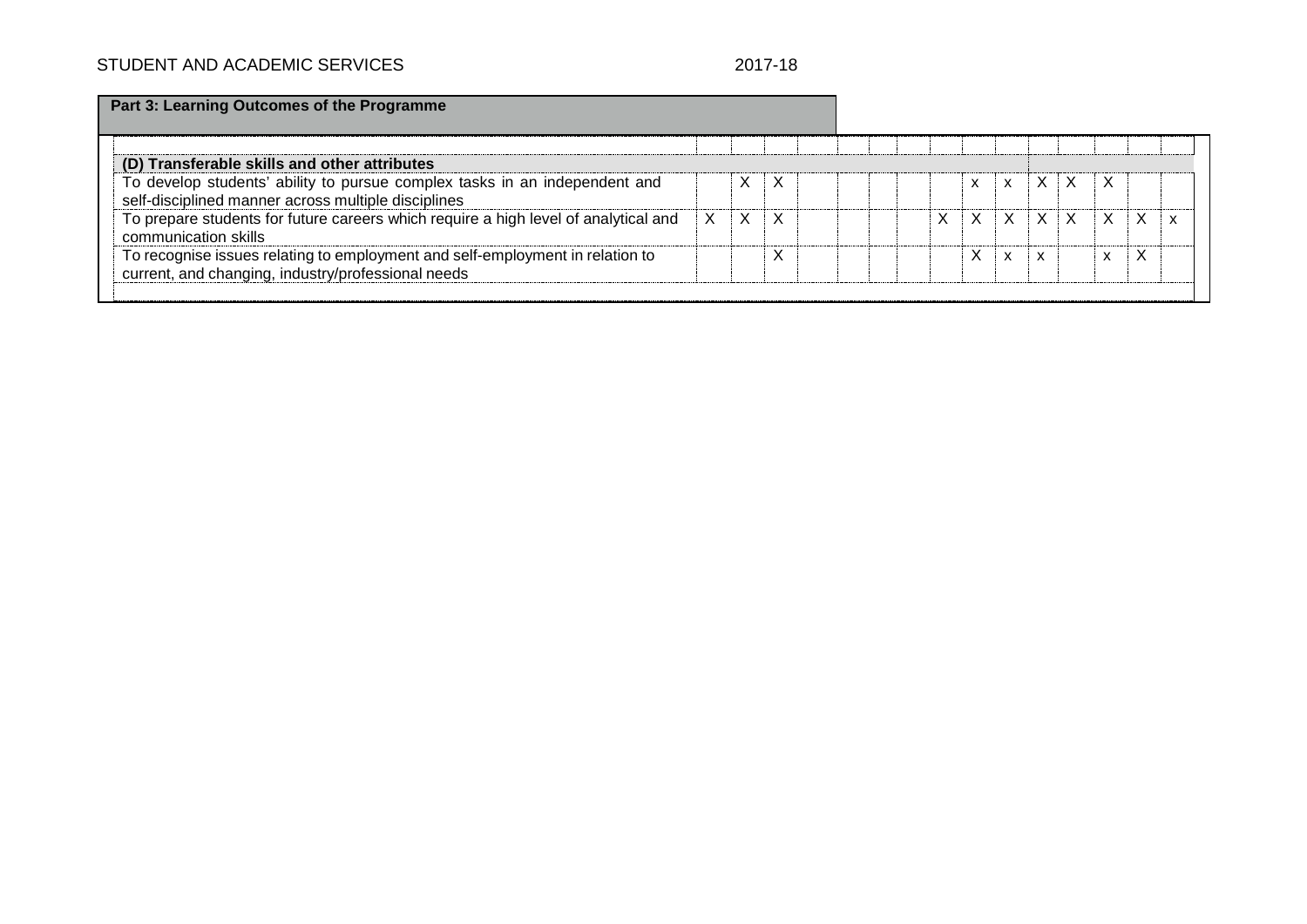## Part 3: Learning Outcomes of the Programme

| | | | | | | | | | | | | | | | |
|---|---|---|---|---|---|---|---|---|---|---|---|---|---|---|---|
| **(D) Transferable skills and other attributes** | | | | | | | | | | | | | | | |
| To develop students' ability to pursue complex tasks in an independent and self-disciplined manner across multiple disciplines | | X | X | | | | | | x | x | X | X | X | | |
| To prepare students for future careers which require a high level of analytical and communication skills | X | X | X | | | | | X | X | X | X | X | X | X | x |
| To recognise issues relating to employment and self-employment in relation to current, and changing, industry/professional needs | | | X | | | | | | X | x | x | | x | X | |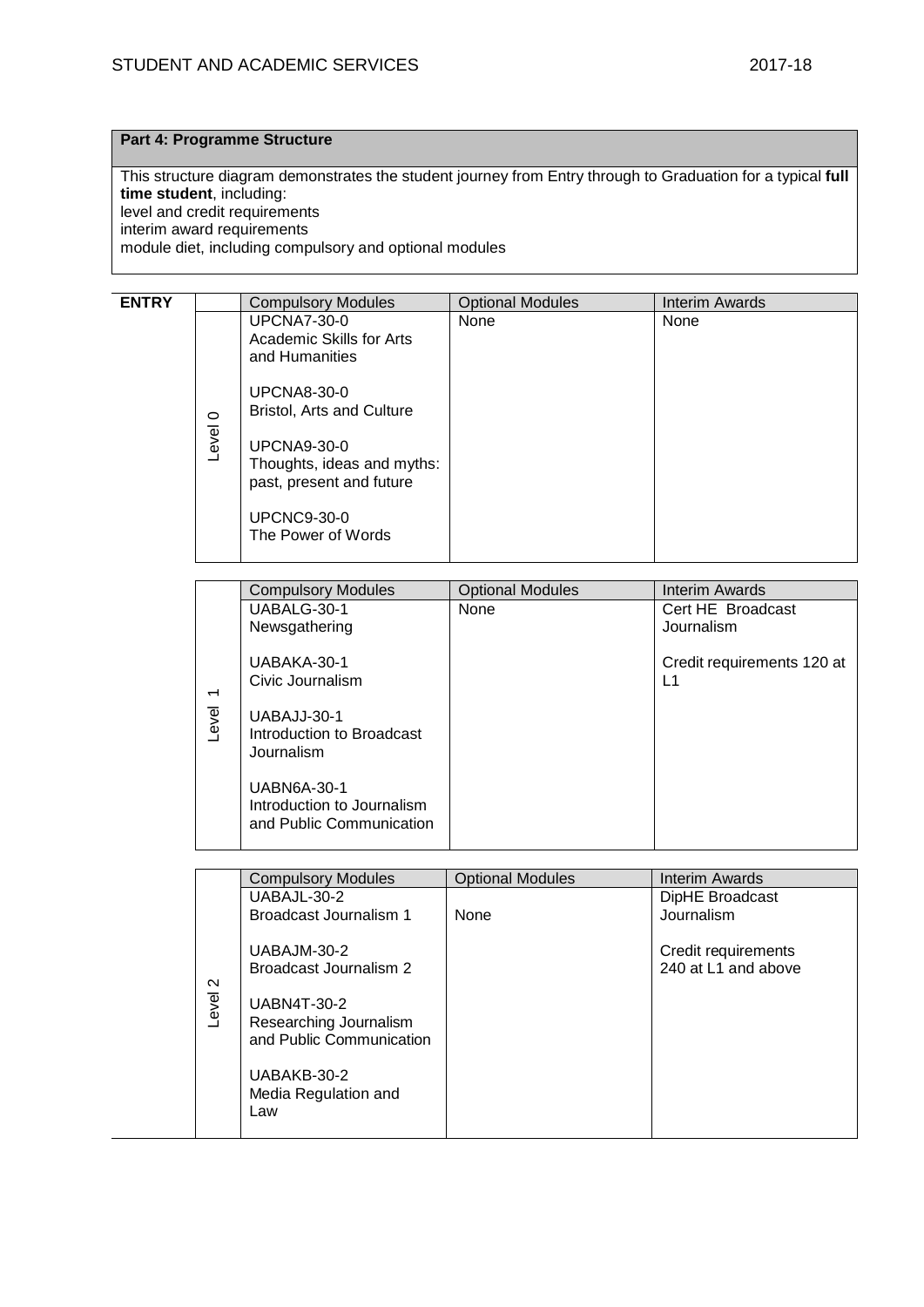**Part 4: Programme Structure**

This structure diagram demonstrates the student journey from Entry through to Graduation for a typical **full time student**, including:
level and credit requirements
interim award requirements
module diet, including compulsory and optional modules

**ENTRY**

| | Compulsory Modules | Optional Modules | Interim Awards |
|---|---|---|---|
| Level 0 | UPCNA7-30-0<br>Academic Skills for Arts and Humanities<br><br>UPCNA8-30-0<br>Bristol, Arts and Culture<br><br>UPCNA9-30-0<br>Thoughts, ideas and myths: past, present and future<br><br>UPCNC9-30-0<br>The Power of Words | None | None |

| | Compulsory Modules | Optional Modules | Interim Awards |
|---|---|---|---|
| Level 1 | UABALG-30-1<br>Newsgathering<br><br>UABAKA-30-1<br>Civic Journalism<br><br>UABAJJ-30-1<br>Introduction to Broadcast Journalism<br><br>UABN6A-30-1<br>Introduction to Journalism and Public Communication | None | Cert HE Broadcast Journalism<br><br>Credit requirements 120 at L1 |

| | Compulsory Modules | Optional Modules | Interim Awards |
|---|---|---|---|
| Level 2 | UABAJL-30-2<br>Broadcast Journalism 1<br><br>UABAJM-30-2<br>Broadcast Journalism 2<br><br>UABN4T-30-2<br>Researching Journalism and Public Communication<br><br>UABAKB-30-2<br>Media Regulation and Law | None | DipHE Broadcast Journalism<br><br>Credit requirements 240 at L1 and above |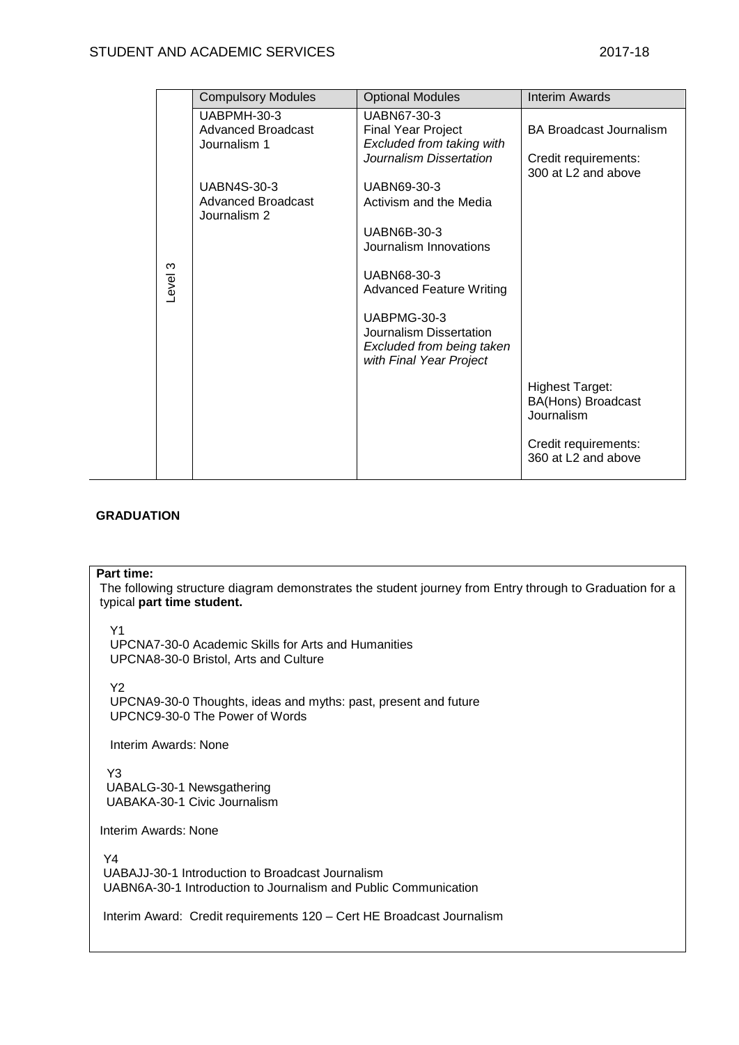| | Compulsory Modules | Optional Modules | Interim Awards |
|---|---|---|---|
| Level 3 | UABPMH-30-3<br>Advanced Broadcast Journalism 1<br><br>UABN4S-30-3<br>Advanced Broadcast Journalism 2 | UABN67-30-3<br>Final Year Project<br>*Excluded from taking with Journalism Dissertation*<br><br>UABN69-30-3<br>Activism and the Media<br><br>UABN6B-30-3<br>Journalism Innovations<br><br>UABN68-30-3<br>Advanced Feature Writing<br><br>UABPMG-30-3<br>Journalism Dissertation<br>*Excluded from being taken with Final Year Project* | BA Broadcast Journalism<br><br>Credit requirements: 300 at L2 and above<br><br>Highest Target: BA(Hons) Broadcast Journalism<br><br>Credit requirements: 360 at L2 and above |

**GRADUATION**

**Part time:**

The following structure diagram demonstrates the student journey from Entry through to Graduation for a typical **part time student.**

Y1
UPCNA7-30-0 Academic Skills for Arts and Humanities
UPCNA8-30-0 Bristol, Arts and Culture

Y2
UPCNA9-30-0 Thoughts, ideas and myths: past, present and future
UPCNC9-30-0 The Power of Words

Interim Awards: None

Y3
UABALG-30-1 Newsgathering
UABAKA-30-1 Civic Journalism

Interim Awards: None

Y4
UABAJJ-30-1 Introduction to Broadcast Journalism
UABN6A-30-1 Introduction to Journalism and Public Communication

Interim Award: Credit requirements 120 – Cert HE Broadcast Journalism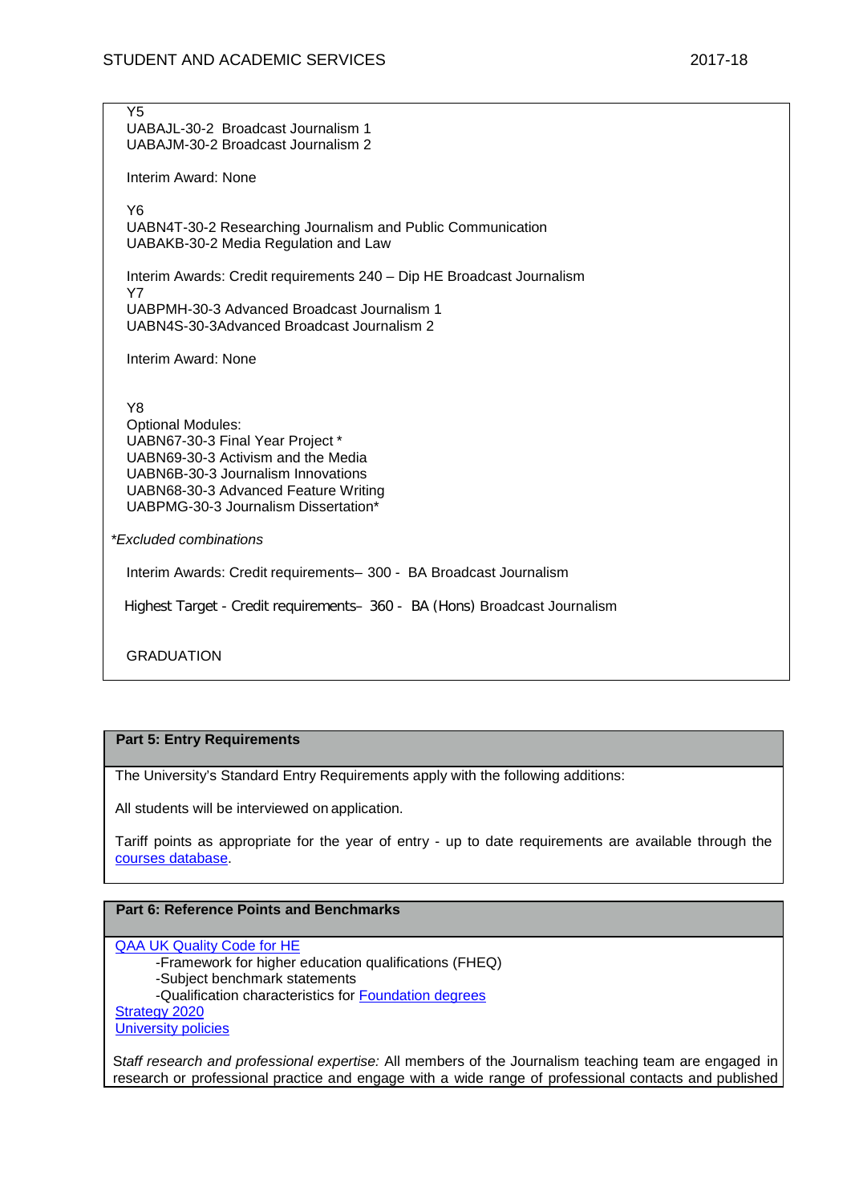Y5
UABAJL-30-2 Broadcast Journalism 1
UABAJM-30-2 Broadcast Journalism 2

Interim Award: None

Y6
UABN4T-30-2 Researching Journalism and Public Communication
UABAKB-30-2 Media Regulation and Law

Interim Awards: Credit requirements 240 – Dip HE Broadcast Journalism
Y7
UABPMH-30-3 Advanced Broadcast Journalism 1
UABN4S-30-3Advanced Broadcast Journalism 2

Interim Award: None

Y8
Optional Modules:
UABN67-30-3 Final Year Project *
UABN69-30-3 Activism and the Media
UABN6B-30-3 Journalism Innovations
UABN68-30-3 Advanced Feature Writing
UABPMG-30-3 Journalism Dissertation*

*Excluded combinations*

Interim Awards: Credit requirements– 300 - BA Broadcast Journalism

Highest Target - Credit requirements– 360 - BA (Hons) Broadcast Journalism

GRADUATION

## Part 5: Entry Requirements

The University's Standard Entry Requirements apply with the following additions:

All students will be interviewed on application.

Tariff points as appropriate for the year of entry - up to date requirements are available through the courses database.

## Part 6: Reference Points and Benchmarks

QAA UK Quality Code for HE
- -Framework for higher education qualifications (FHEQ)
- -Subject benchmark statements
- -Qualification characteristics for Foundation degrees

Strategy 2020
University policies

*Staff research and professional expertise:* All members of the Journalism teaching team are engaged in research or professional practice and engage with a wide range of professional contacts and published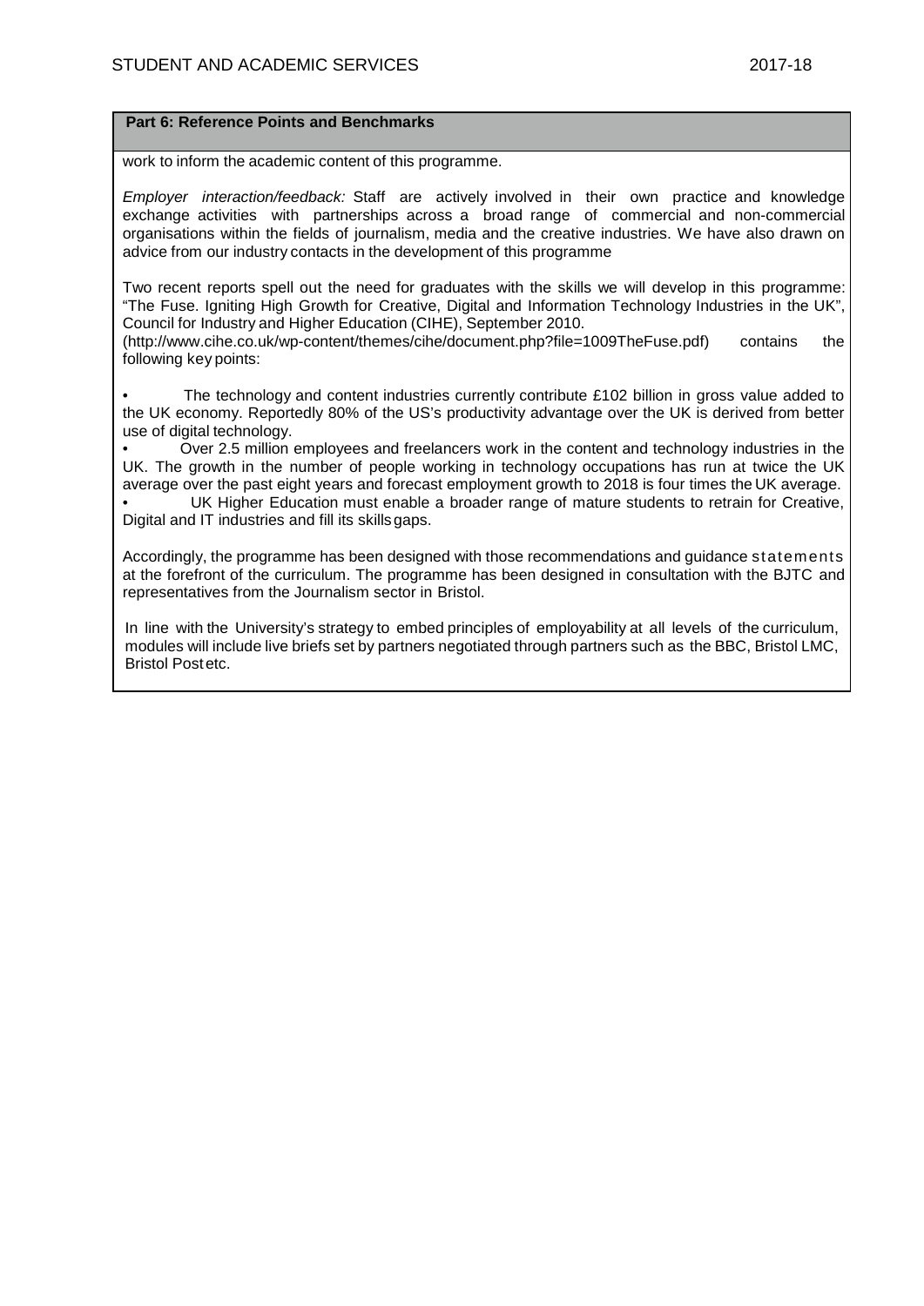## Part 6: Reference Points and Benchmarks

work to inform the academic content of this programme.

*Employer interaction/feedback:* Staff are actively involved in their own practice and knowledge exchange activities with partnerships across a broad range of commercial and non-commercial organisations within the fields of journalism, media and the creative industries. We have also drawn on advice from our industry contacts in the development of this programme

Two recent reports spell out the need for graduates with the skills we will develop in this programme: "The Fuse. Igniting High Growth for Creative, Digital and Information Technology Industries in the UK", Council for Industry and Higher Education (CIHE), September 2010. (http://www.cihe.co.uk/wp-content/themes/cihe/document.php?file=1009TheFuse.pdf) contains the following key points:

- The technology and content industries currently contribute £102 billion in gross value added to the UK economy. Reportedly 80% of the US's productivity advantage over the UK is derived from better use of digital technology.
- Over 2.5 million employees and freelancers work in the content and technology industries in the UK. The growth in the number of people working in technology occupations has run at twice the UK average over the past eight years and forecast employment growth to 2018 is four times the UK average.
- UK Higher Education must enable a broader range of mature students to retrain for Creative, Digital and IT industries and fill its skills gaps.

Accordingly, the programme has been designed with those recommendations and guidance statements at the forefront of the curriculum. The programme has been designed in consultation with the BJTC and representatives from the Journalism sector in Bristol.

In line with the University's strategy to embed principles of employability at all levels of the curriculum, modules will include live briefs set by partners negotiated through partners such as the BBC, Bristol LMC, Bristol Post etc.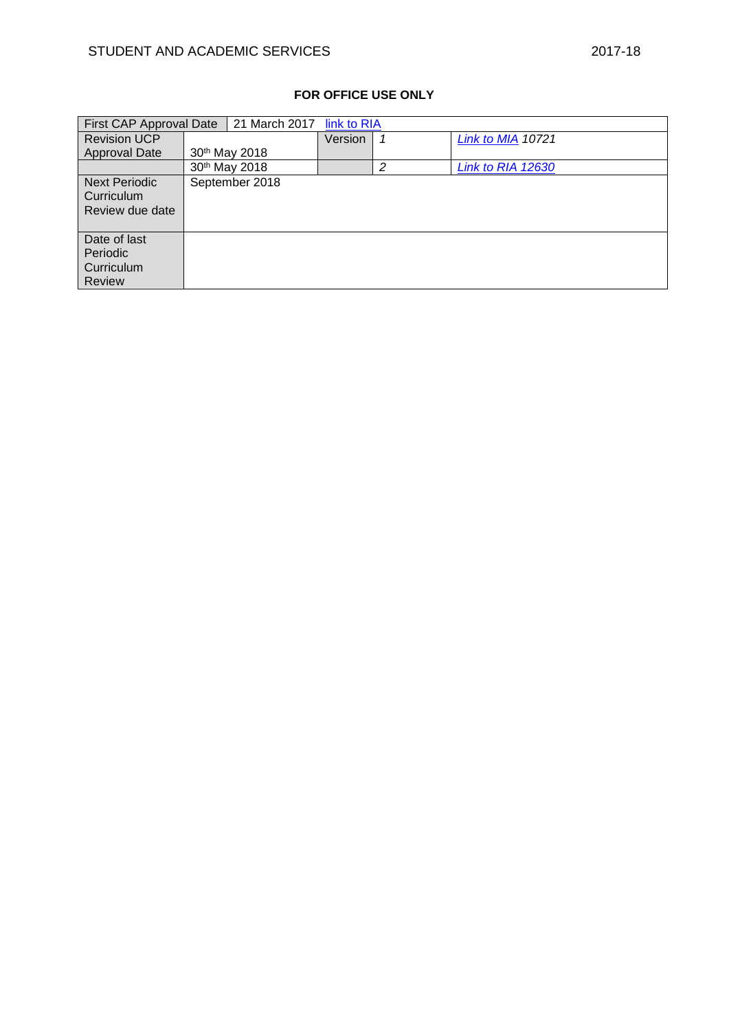**FOR OFFICE USE ONLY**

| | | | | |
|---|---|---|---|---|
| First CAP Approval Date | 21 March 2017 | link to RIA | | |
| Revision UCP Approval Date | 30th May 2018 | Version | *1* | *Link to MIA 10721* |
| | 30th May 2018 | | *2* | *Link to RIA 12630* |
| Next Periodic Curriculum Review due date | September 2018 | | | |
| Date of last Periodic Curriculum Review | | | | |